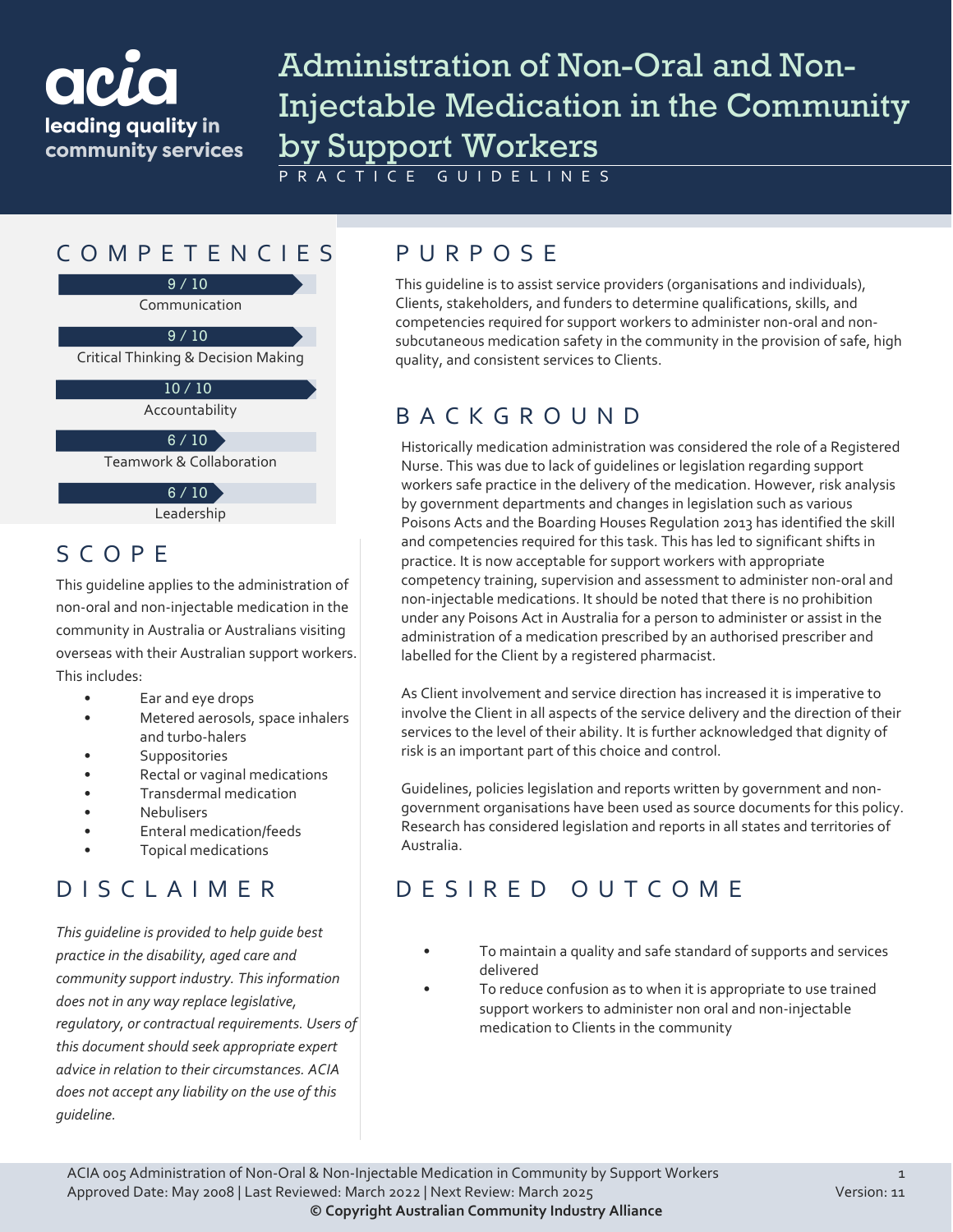acia leading quality in community services

# Administration of Non-Oral and Non-Injectable Medication in the Community by Support Workers

PRACTICE GUIDELINES

## COMPETENCIES

9 / 10
Communication

9 / 10
Critical Thinking & Decision Making

10 / 10
Accountability

6 / 10
Teamwork & Collaboration

6 / 10
Leadership

## SCOPE

This guideline applies to the administration of non-oral and non-injectable medication in the community in Australia or Australians visiting overseas with their Australian support workers. This includes:

- Ear and eye drops
- Metered aerosols, space inhalers and turbo-halers
- Suppositories
- Rectal or vaginal medications
- Transdermal medication
- Nebulisers
- Enteral medication/feeds
- Topical medications

## DISCLAIMER

*This guideline is provided to help guide best practice in the disability, aged care and community support industry. This information does not in any way replace legislative, regulatory, or contractual requirements. Users of this document should seek appropriate expert advice in relation to their circumstances. ACIA does not accept any liability on the use of this guideline.*

## PURPOSE

This guideline is to assist service providers (organisations and individuals), Clients, stakeholders, and funders to determine qualifications, skills, and competencies required for support workers to administer non-oral and non-subcutaneous medication safety in the community in the provision of safe, high quality, and consistent services to Clients.

## BACKGROUND

Historically medication administration was considered the role of a Registered Nurse. This was due to lack of guidelines or legislation regarding support workers safe practice in the delivery of the medication. However, risk analysis by government departments and changes in legislation such as various Poisons Acts and the Boarding Houses Regulation 2013 has identified the skill and competencies required for this task. This has led to significant shifts in practice. It is now acceptable for support workers with appropriate competency training, supervision and assessment to administer non-oral and non-injectable medications. It should be noted that there is no prohibition under any Poisons Act in Australia for a person to administer or assist in the administration of a medication prescribed by an authorised prescriber and labelled for the Client by a registered pharmacist.

As Client involvement and service direction has increased it is imperative to involve the Client in all aspects of the service delivery and the direction of their services to the level of their ability. It is further acknowledged that dignity of risk is an important part of this choice and control.

Guidelines, policies legislation and reports written by government and non-government organisations have been used as source documents for this policy. Research has considered legislation and reports in all states and territories of Australia.

## DESIRED OUTCOME

- To maintain a quality and safe standard of supports and services delivered
- To reduce confusion as to when it is appropriate to use trained support workers to administer non oral and non-injectable medication to Clients in the community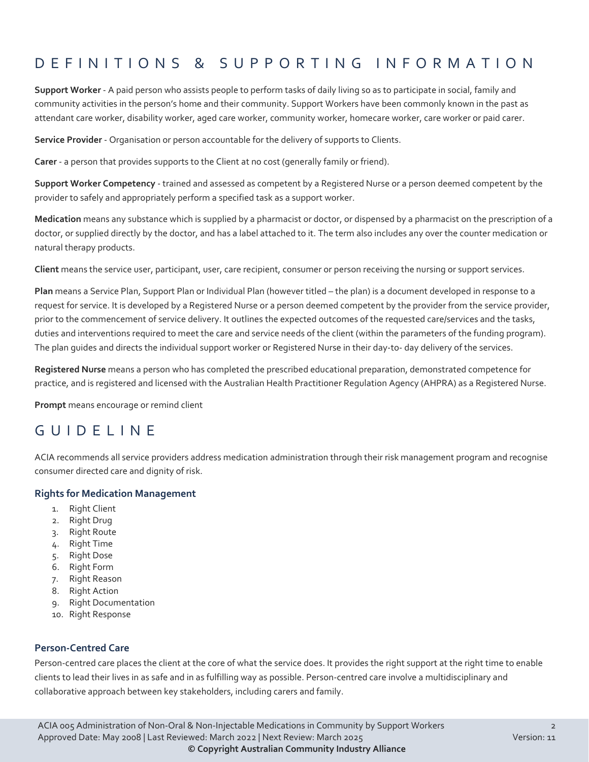# DEFINITIONS & SUPPORTING INFORMATION

**Support Worker** - A paid person who assists people to perform tasks of daily living so as to participate in social, family and community activities in the person's home and their community. Support Workers have been commonly known in the past as attendant care worker, disability worker, aged care worker, community worker, homecare worker, care worker or paid carer.

**Service Provider** - Organisation or person accountable for the delivery of supports to Clients.

**Carer** - a person that provides supports to the Client at no cost (generally family or friend).

**Support Worker Competency** - trained and assessed as competent by a Registered Nurse or a person deemed competent by the provider to safely and appropriately perform a specified task as a support worker.

**Medication** means any substance which is supplied by a pharmacist or doctor, or dispensed by a pharmacist on the prescription of a doctor, or supplied directly by the doctor, and has a label attached to it. The term also includes any over the counter medication or natural therapy products.

**Client** means the service user, participant, user, care recipient, consumer or person receiving the nursing or support services.

**Plan** means a Service Plan, Support Plan or Individual Plan (however titled – the plan) is a document developed in response to a request for service. It is developed by a Registered Nurse or a person deemed competent by the provider from the service provider, prior to the commencement of service delivery. It outlines the expected outcomes of the requested care/services and the tasks, duties and interventions required to meet the care and service needs of the client (within the parameters of the funding program). The plan guides and directs the individual support worker or Registered Nurse in their day-to- day delivery of the services.

**Registered Nurse** means a person who has completed the prescribed educational preparation, demonstrated competence for practice, and is registered and licensed with the Australian Health Practitioner Regulation Agency (AHPRA) as a Registered Nurse.

**Prompt** means encourage or remind client

# GUIDELINE

ACIA recommends all service providers address medication administration through their risk management program and recognise consumer directed care and dignity of risk.

### Rights for Medication Management

1. Right Client
2. Right Drug
3. Right Route
4. Right Time
5. Right Dose
6. Right Form
7. Right Reason
8. Right Action
9. Right Documentation
10. Right Response

### Person-Centred Care

Person-centred care places the client at the core of what the service does. It provides the right support at the right time to enable clients to lead their lives in as safe and in as fulfilling way as possible. Person-centred care involve a multidisciplinary and collaborative approach between key stakeholders, including carers and family.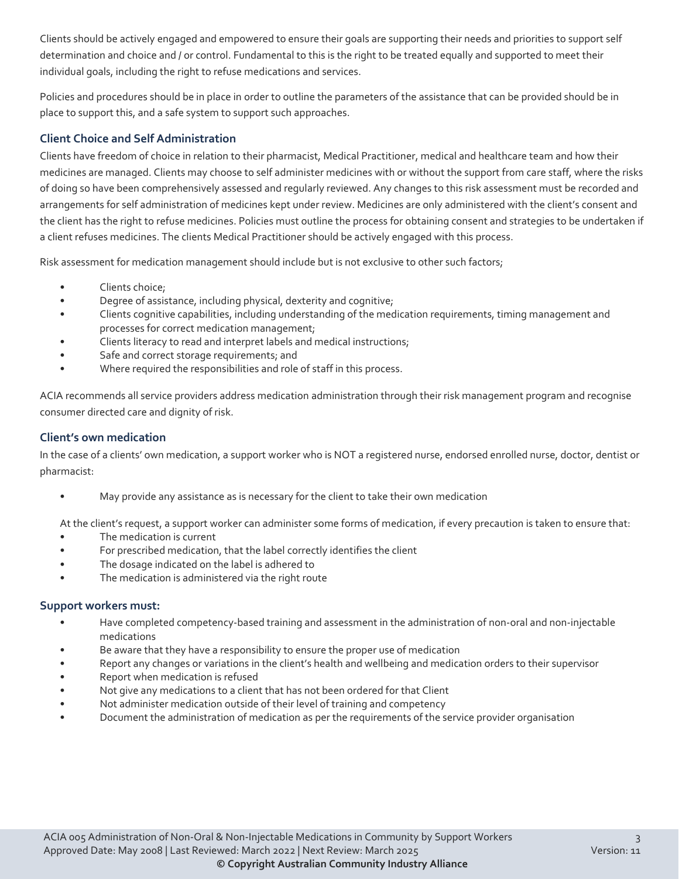Clients should be actively engaged and empowered to ensure their goals are supporting their needs and priorities to support self determination and choice and / or control. Fundamental to this is the right to be treated equally and supported to meet their individual goals, including the right to refuse medications and services.

Policies and procedures should be in place in order to outline the parameters of the assistance that can be provided should be in place to support this, and a safe system to support such approaches.

### Client Choice and Self Administration

Clients have freedom of choice in relation to their pharmacist, Medical Practitioner, medical and healthcare team and how their medicines are managed. Clients may choose to self administer medicines with or without the support from care staff, where the risks of doing so have been comprehensively assessed and regularly reviewed. Any changes to this risk assessment must be recorded and arrangements for self administration of medicines kept under review. Medicines are only administered with the client's consent and the client has the right to refuse medicines. Policies must outline the process for obtaining consent and strategies to be undertaken if a client refuses medicines. The clients Medical Practitioner should be actively engaged with this process.

Risk assessment for medication management should include but is not exclusive to other such factors;

- Clients choice;
- Degree of assistance, including physical, dexterity and cognitive;
- Clients cognitive capabilities, including understanding of the medication requirements, timing management and processes for correct medication management;
- Clients literacy to read and interpret labels and medical instructions;
- Safe and correct storage requirements; and
- Where required the responsibilities and role of staff in this process.

ACIA recommends all service providers address medication administration through their risk management program and recognise consumer directed care and dignity of risk.

### Client's own medication

In the case of a clients' own medication, a support worker who is NOT a registered nurse, endorsed enrolled nurse, doctor, dentist or pharmacist:

- May provide any assistance as is necessary for the client to take their own medication

At the client's request, a support worker can administer some forms of medication, if every precaution is taken to ensure that:

- The medication is current
- For prescribed medication, that the label correctly identifies the client
- The dosage indicated on the label is adhered to
- The medication is administered via the right route

### Support workers must:

- Have completed competency-based training and assessment in the administration of non-oral and non-injectable medications
- Be aware that they have a responsibility to ensure the proper use of medication
- Report any changes or variations in the client's health and wellbeing and medication orders to their supervisor
- Report when medication is refused
- Not give any medications to a client that has not been ordered for that Client
- Not administer medication outside of their level of training and competency
- Document the administration of medication as per the requirements of the service provider organisation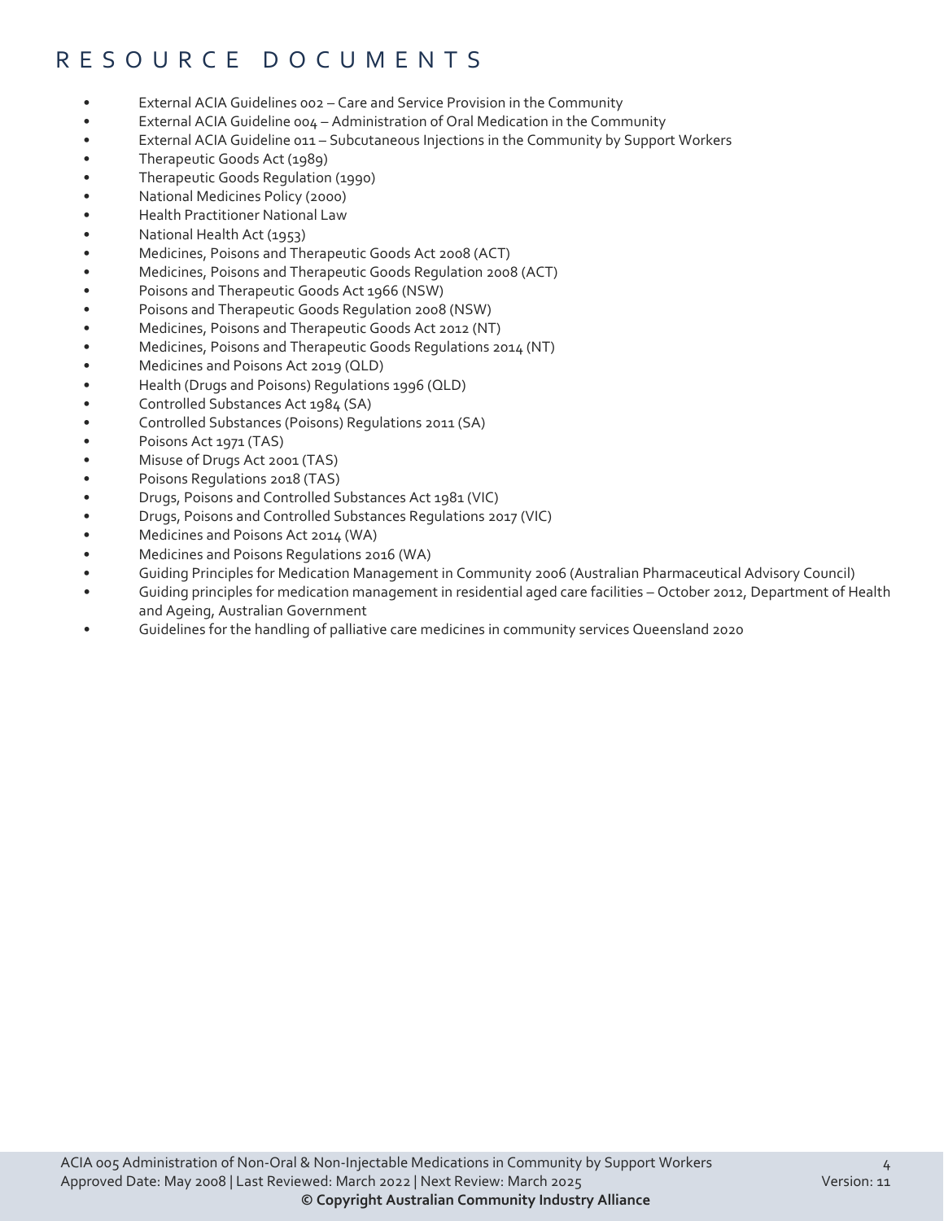# RESOURCE DOCUMENTS

- External ACIA Guidelines 002 – Care and Service Provision in the Community
- External ACIA Guideline 004 – Administration of Oral Medication in the Community
- External ACIA Guideline 011 – Subcutaneous Injections in the Community by Support Workers
- Therapeutic Goods Act (1989)
- Therapeutic Goods Regulation (1990)
- National Medicines Policy (2000)
- Health Practitioner National Law
- National Health Act (1953)
- Medicines, Poisons and Therapeutic Goods Act 2008 (ACT)
- Medicines, Poisons and Therapeutic Goods Regulation 2008 (ACT)
- Poisons and Therapeutic Goods Act 1966 (NSW)
- Poisons and Therapeutic Goods Regulation 2008 (NSW)
- Medicines, Poisons and Therapeutic Goods Act 2012 (NT)
- Medicines, Poisons and Therapeutic Goods Regulations 2014 (NT)
- Medicines and Poisons Act 2019 (QLD)
- Health (Drugs and Poisons) Regulations 1996 (QLD)
- Controlled Substances Act 1984 (SA)
- Controlled Substances (Poisons) Regulations 2011 (SA)
- Poisons Act 1971 (TAS)
- Misuse of Drugs Act 2001 (TAS)
- Poisons Regulations 2018 (TAS)
- Drugs, Poisons and Controlled Substances Act 1981 (VIC)
- Drugs, Poisons and Controlled Substances Regulations 2017 (VIC)
- Medicines and Poisons Act 2014 (WA)
- Medicines and Poisons Regulations 2016 (WA)
- Guiding Principles for Medication Management in Community 2006 (Australian Pharmaceutical Advisory Council)
- Guiding principles for medication management in residential aged care facilities – October 2012, Department of Health and Ageing, Australian Government
- Guidelines for the handling of palliative care medicines in community services Queensland 2020